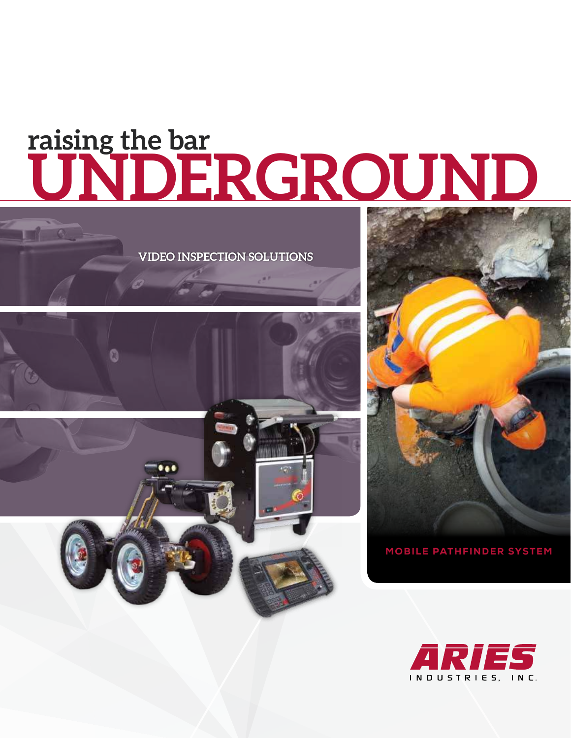# raising the bar UNDERGROUND

VIDEO INSPECTION SOLUTIONS

MOBILE PATHFINDER SYSTEM

ARIES INDUSTRIES, INC.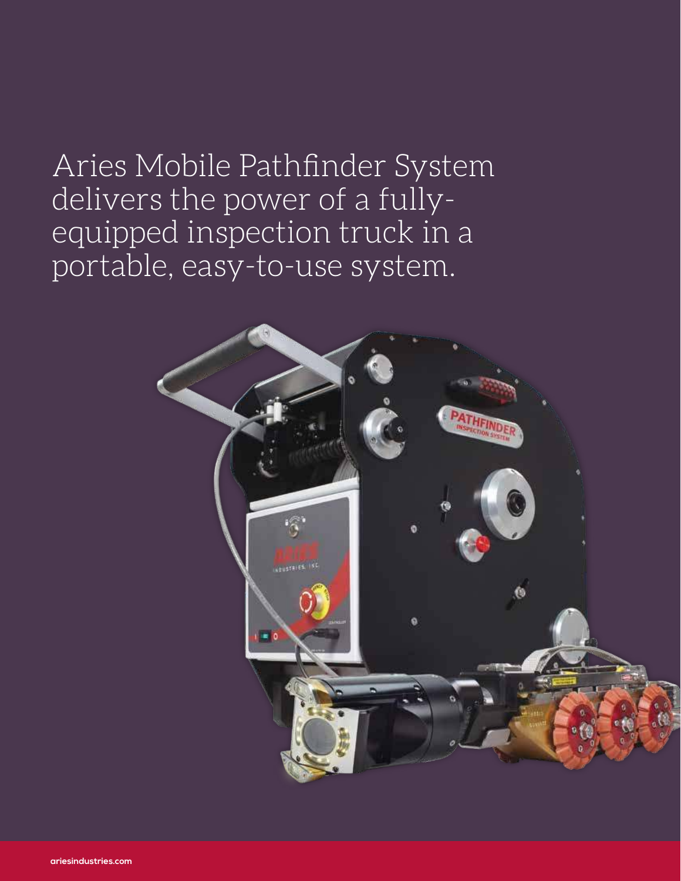Aries Mobile Pathfinder System delivers the power of a fully-equipped inspection truck in a portable, easy-to-use system.

ariesindustries.com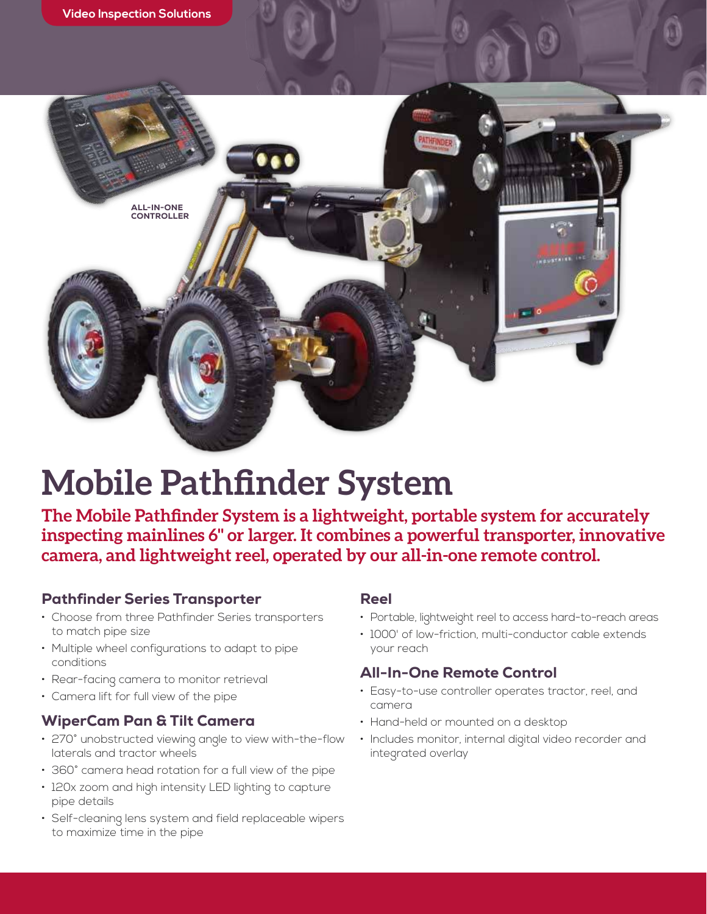Video Inspection Solutions

ALL-IN-ONE CONTROLLER

# Mobile Pathfinder System

**The Mobile Pathfinder System is a lightweight, portable system for accurately inspecting mainlines 6" or larger. It combines a powerful transporter, innovative camera, and lightweight reel, operated by our all-in-one remote control.**

## Pathfinder Series Transporter

- Choose from three Pathfinder Series transporters to match pipe size
- Multiple wheel configurations to adapt to pipe conditions
- Rear-facing camera to monitor retrieval
- Camera lift for full view of the pipe

## WiperCam Pan & Tilt Camera

- 270° unobstructed viewing angle to view with-the-flow laterals and tractor wheels
- 360° camera head rotation for a full view of the pipe
- 120x zoom and high intensity LED lighting to capture pipe details
- Self-cleaning lens system and field replaceable wipers to maximize time in the pipe

## Reel

- Portable, lightweight reel to access hard-to-reach areas
- 1000' of low-friction, multi-conductor cable extends your reach

## All-In-One Remote Control

- Easy-to-use controller operates tractor, reel, and camera
- Hand-held or mounted on a desktop
- Includes monitor, internal digital video recorder and integrated overlay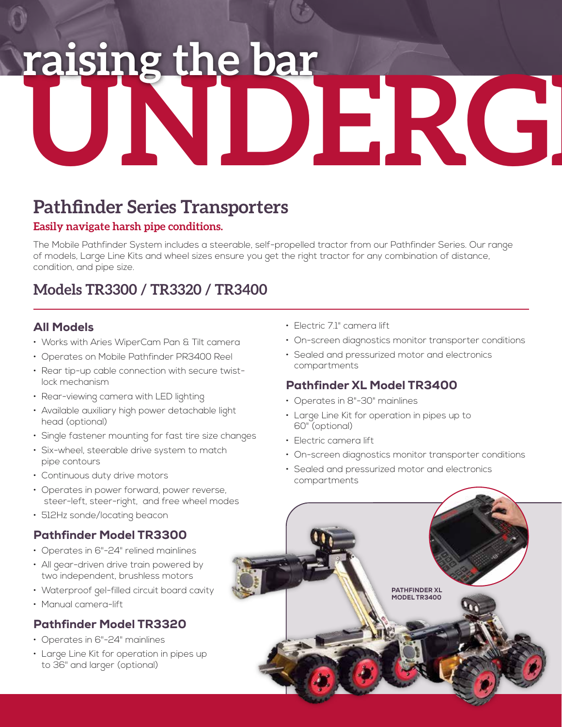# raising the bar UNDERG

## Pathfinder Series Transporters

**Easily navigate harsh pipe conditions.**

The Mobile Pathfinder System includes a steerable, self-propelled tractor from our Pathfinder Series. Our range of models, Large Line Kits and wheel sizes ensure you get the right tractor for any combination of distance, condition, and pipe size.

## Models TR3300 / TR3320 / TR3400

### All Models

- Works with Aries WiperCam Pan & Tilt camera
- Operates on Mobile Pathfinder PR3400 Reel
- Rear tip-up cable connection with secure twist-lock mechanism
- Rear-viewing camera with LED lighting
- Available auxiliary high power detachable light head (optional)
- Single fastener mounting for fast tire size changes
- Six-wheel, steerable drive system to match pipe contours
- Continuous duty drive motors
- Operates in power forward, power reverse, steer-left, steer-right, and free wheel modes
- 512Hz sonde/locating beacon

### Pathfinder Model TR3300

- Operates in 6"-24" relined mainlines
- All gear-driven drive train powered by two independent, brushless motors
- Waterproof gel-filled circuit board cavity
- Manual camera-lift

### Pathfinder Model TR3320

- Operates in 6"-24" mainlines
- Large Line Kit for operation in pipes up to 36" and larger (optional)
- Electric 7.1" camera lift
- On-screen diagnostics monitor transporter conditions
- Sealed and pressurized motor and electronics compartments

### Pathfinder XL Model TR3400

- Operates in 8"-30" mainlines
- Large Line Kit for operation in pipes up to 60" (optional)
- Electric camera lift
- On-screen diagnostics monitor transporter conditions
- Sealed and pressurized motor and electronics compartments

PATHFINDER XL MODEL TR3400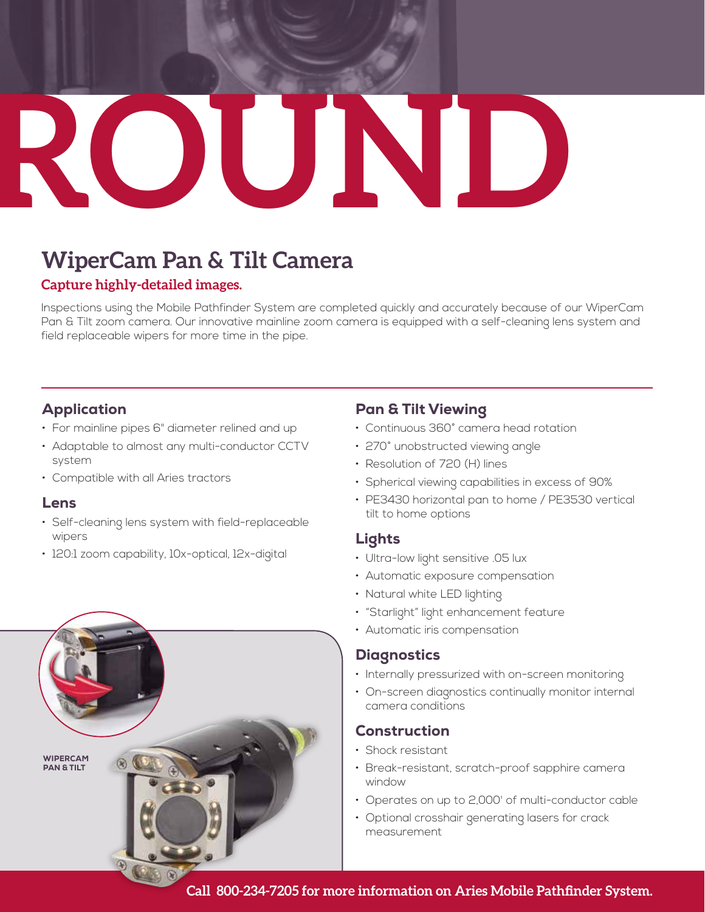# ROUND

## WiperCam Pan & Tilt Camera

**Capture highly-detailed images.**

Inspections using the Mobile Pathfinder System are completed quickly and accurately because of our WiperCam Pan & Tilt zoom camera. Our innovative mainline zoom camera is equipped with a self-cleaning lens system and field replaceable wipers for more time in the pipe.

### Application

- For mainline pipes 6" diameter relined and up
- Adaptable to almost any multi-conductor CCTV system
- Compatible with all Aries tractors

### Lens

- Self-cleaning lens system with field-replaceable wipers
- 120:1 zoom capability, 10x-optical, 12x-digital

WIPERCAM PAN & TILT

### Pan & Tilt Viewing

- Continuous 360° camera head rotation
- 270° unobstructed viewing angle
- Resolution of 720 (H) lines
- Spherical viewing capabilities in excess of 90%
- PE3430 horizontal pan to home / PE3530 vertical tilt to home options

### Lights

- Ultra-low light sensitive .05 lux
- Automatic exposure compensation
- Natural white LED lighting
- "Starlight" light enhancement feature
- Automatic iris compensation

### Diagnostics

- Internally pressurized with on-screen monitoring
- On-screen diagnostics continually monitor internal camera conditions

### Construction

- Shock resistant
- Break-resistant, scratch-proof sapphire camera window
- Operates on up to 2,000' of multi-conductor cable
- Optional crosshair generating lasers for crack measurement

**Call 800-234-7205 for more information on Aries Mobile Pathfinder System.**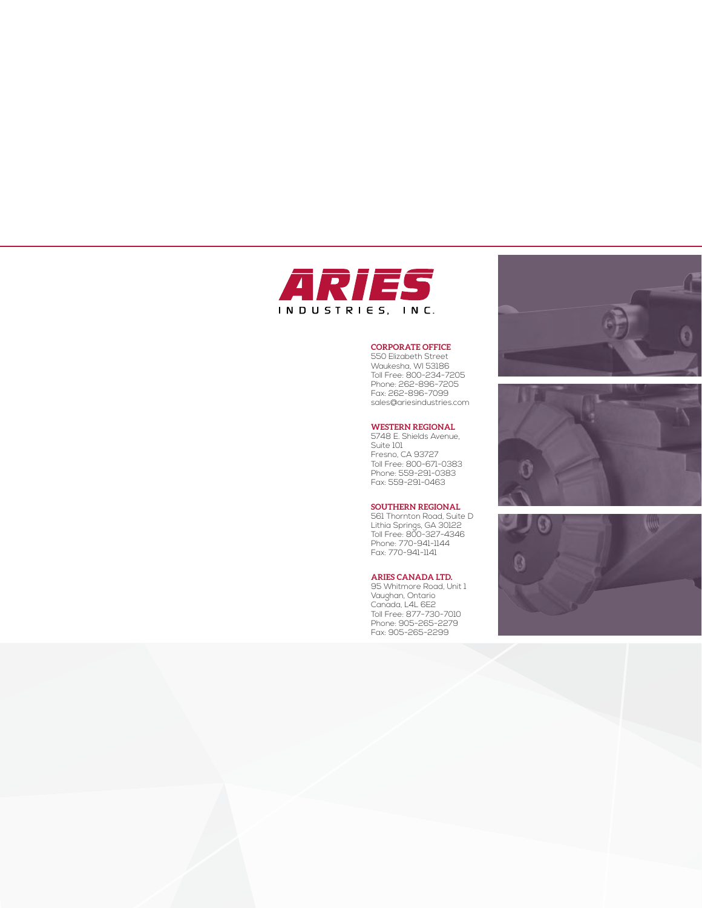ARIES INDUSTRIES, INC.

**CORPORATE OFFICE**
550 Elizabeth Street
Waukesha, WI 53186
Toll Free: 800-234-7205
Phone: 262-896-7205
Fax: 262-896-7099
sales@ariesindustries.com

**WESTERN REGIONAL**
5748 E. Shields Avenue,
Suite 101
Fresno, CA 93727
Toll Free: 800-671-0383
Phone: 559-291-0383
Fax: 559-291-0463

**SOUTHERN REGIONAL**
561 Thornton Road, Suite D
Lithia Springs, GA 30122
Toll Free: 800-327-4346
Phone: 770-941-1144
Fax: 770-941-1141

**ARIES CANADA LTD.**
95 Whitmore Road, Unit 1
Vaughan, Ontario
Canada, L4L 6E2
Toll Free: 877-730-7010
Phone: 905-265-2279
Fax: 905-265-2299